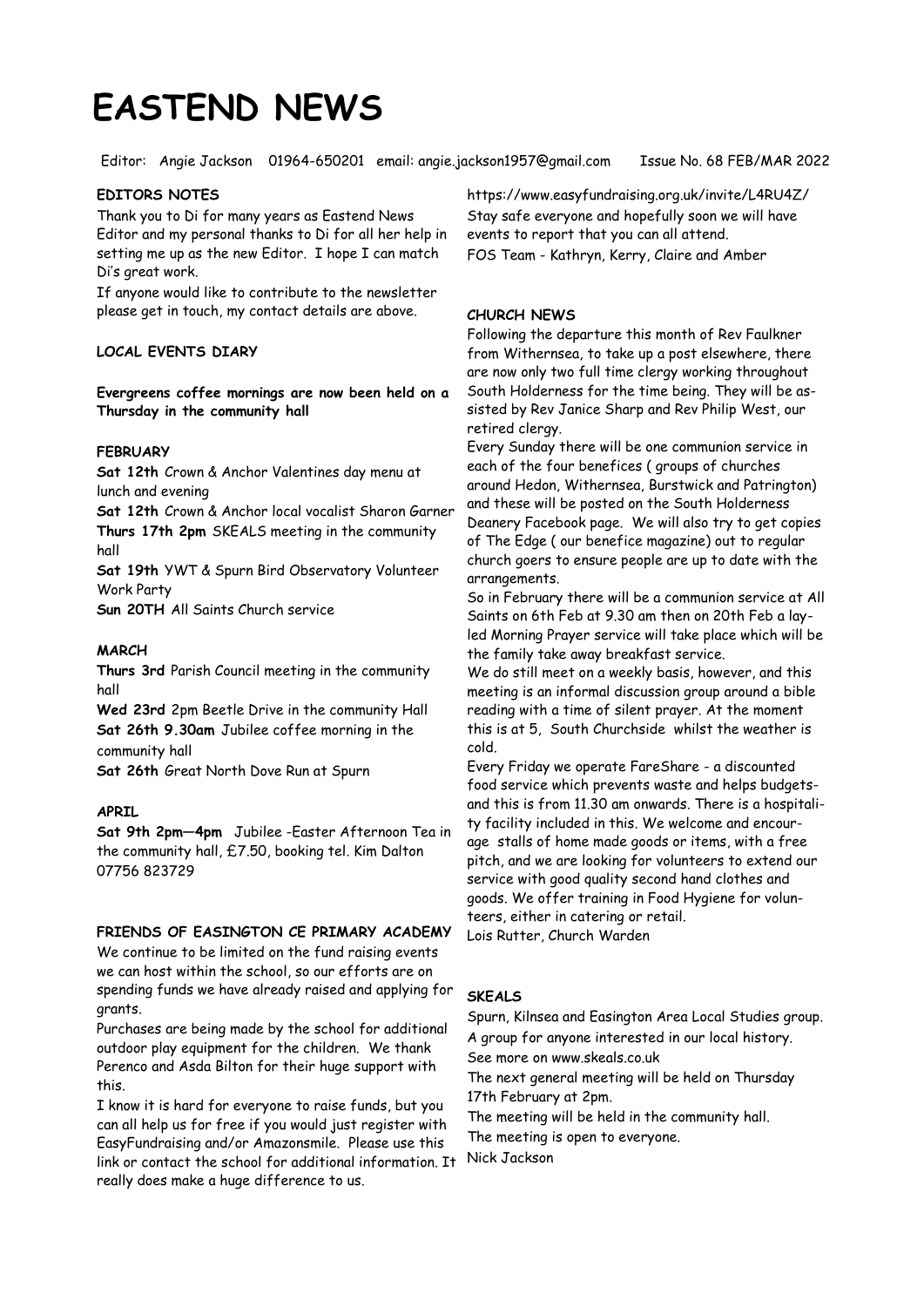# EASTEND NEWS

Editor: Angie Jackson 01964-650201 email: angie.jackson1957@gmail.com Issue No. 68 FEB/MAR 2022

### EDITORS NOTES

Thank you to Di for many years as Eastend News Editor and my personal thanks to Di for all her help in setting me up as the new Editor. I hope I can match Di's great work.

If anyone would like to contribute to the newsletter please get in touch, my contact details are above.

### LOCAL EVENTS DIARY

**Evergreens coffee mornings are now been held on a Thursday in the community hall**

#### FEBRUARY

**Sat 12th** Crown & Anchor Valentines day menu at lunch and evening

**Sat 12th** Crown & Anchor local vocalist Sharon Garner

**Thurs 17th 2pm** SKEALS meeting in the community hall

**Sat 19th** YWT & Spurn Bird Observatory Volunteer Work Party

**Sun 20TH** All Saints Church service

#### MARCH

**Thurs 3rd** Parish Council meeting in the community hall

**Wed 23rd** 2pm Beetle Drive in the community Hall

**Sat 26th 9.30am** Jubilee coffee morning in the community hall

**Sat 26th** Great North Dove Run at Spurn

#### APRIL

**Sat 9th 2pm—4pm** Jubilee -Easter Afternoon Tea in the community hall, £7.50, booking tel. Kim Dalton 07756 823729

### FRIENDS OF EASINGTON CE PRIMARY ACADEMY

We continue to be limited on the fund raising events we can host within the school, so our efforts are on spending funds we have already raised and applying for grants.

Purchases are being made by the school for additional outdoor play equipment for the children. We thank Perenco and Asda Bilton for their huge support with this.

I know it is hard for everyone to raise funds, but you can all help us for free if you would just register with EasyFundraising and/or Amazonsmile. Please use this link or contact the school for additional information. It really does make a huge difference to us.

https://www.easyfundraising.org.uk/invite/L4RU4Z/

Stay safe everyone and hopefully soon we will have events to report that you can all attend.

FOS Team - Kathryn, Kerry, Claire and Amber

### CHURCH NEWS

Following the departure this month of Rev Faulkner from Withernsea, to take up a post elsewhere, there are now only two full time clergy working throughout South Holderness for the time being. They will be assisted by Rev Janice Sharp and Rev Philip West, our retired clergy.

Every Sunday there will be one communion service in each of the four benefices ( groups of churches around Hedon, Withernsea, Burstwick and Patrington) and these will be posted on the South Holderness Deanery Facebook page. We will also try to get copies of The Edge ( our benefice magazine) out to regular church goers to ensure people are up to date with the arrangements.

So in February there will be a communion service at All Saints on 6th Feb at 9.30 am then on 20th Feb a lay-led Morning Prayer service will take place which will be the family take away breakfast service.

We do still meet on a weekly basis, however, and this meeting is an informal discussion group around a bible reading with a time of silent prayer. At the moment this is at 5, South Churchside whilst the weather is cold.

Every Friday we operate FareShare - a discounted food service which prevents waste and helps budgets-and this is from 11.30 am onwards. There is a hospitality facility included in this. We welcome and encourage stalls of home made goods or items, with a free pitch, and we are looking for volunteers to extend our service with good quality second hand clothes and goods. We offer training in Food Hygiene for volunteers, either in catering or retail.

Lois Rutter, Church Warden

### SKEALS

Spurn, Kilnsea and Easington Area Local Studies group.

A group for anyone interested in our local history.

See more on www.skeals.co.uk

The next general meeting will be held on Thursday 17th February at 2pm.

The meeting will be held in the community hall.

The meeting is open to everyone.

Nick Jackson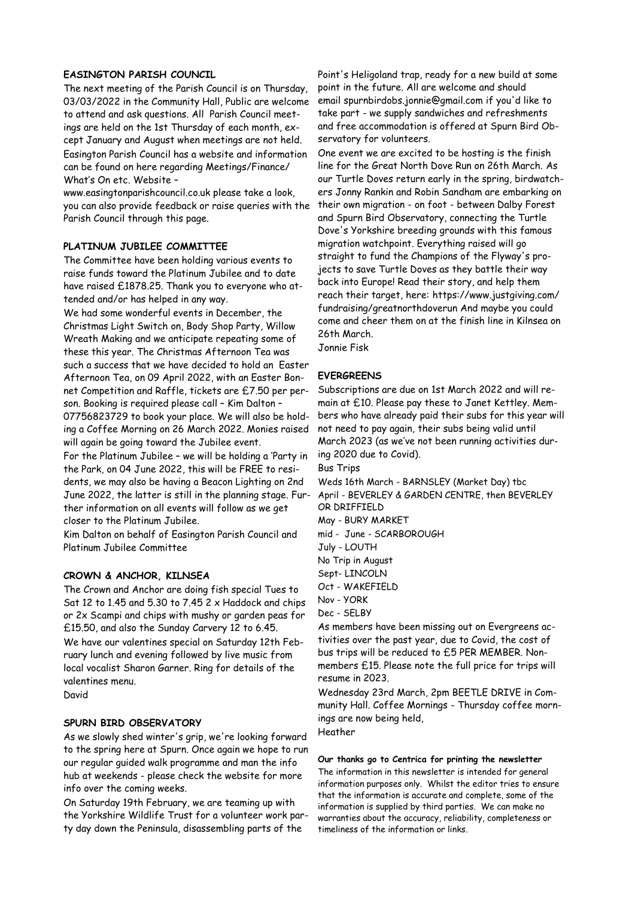## EASINGTON PARISH COUNCIL

The next meeting of the Parish Council is on Thursday, 03/03/2022 in the Community Hall, Public are welcome to attend and ask questions. All Parish Council meetings are held on the 1st Thursday of each month, except January and August when meetings are not held. Easington Parish Council has a website and information can be found on here regarding Meetings/Finance/ What's On etc. Website – www.easingtonparishcouncil.co.uk please take a look, you can also provide feedback or raise queries with the Parish Council through this page.

## PLATINUM JUBILEE COMMITTEE

The Committee have been holding various events to raise funds toward the Platinum Jubilee and to date have raised £1878.25. Thank you to everyone who attended and/or has helped in any way.

We had some wonderful events in December, the Christmas Light Switch on, Body Shop Party, Willow Wreath Making and we anticipate repeating some of these this year. The Christmas Afternoon Tea was such a success that we have decided to hold an Easter Afternoon Tea, on 09 April 2022, with an Easter Bonnet Competition and Raffle, tickets are £7.50 per person. Booking is required please call – Kim Dalton – 07756823729 to book your place. We will also be holding a Coffee Morning on 26 March 2022. Monies raised will again be going toward the Jubilee event.

For the Platinum Jubilee – we will be holding a 'Party in the Park, on 04 June 2022, this will be FREE to residents, we may also be having a Beacon Lighting on 2nd June 2022, the latter is still in the planning stage. Further information on all events will follow as we get closer to the Platinum Jubilee.

Kim Dalton on behalf of Easington Parish Council and Platinum Jubilee Committee

## CROWN & ANCHOR, KILNSEA

The Crown and Anchor are doing fish special Tues to Sat 12 to 1.45 and 5.30 to 7.45 2 x Haddock and chips or 2x Scampi and chips with mushy or garden peas for £15.50, and also the Sunday Carvery 12 to 6.45.

We have our valentines special on Saturday 12th February lunch and evening followed by live music from local vocalist Sharon Garner. Ring for details of the valentines menu.

David

## SPURN BIRD OBSERVATORY

As we slowly shed winter's grip, we're looking forward to the spring here at Spurn. Once again we hope to run our regular guided walk programme and man the info hub at weekends - please check the website for more info over the coming weeks.

On Saturday 19th February, we are teaming up with the Yorkshire Wildlife Trust for a volunteer work party day down the Peninsula, disassembling parts of the Point's Heligoland trap, ready for a new build at some point in the future. All are welcome and should email spurnbirdobs.jonnie@gmail.com if you'd like to take part - we supply sandwiches and refreshments and free accommodation is offered at Spurn Bird Observatory for volunteers.

One event we are excited to be hosting is the finish line for the Great North Dove Run on 26th March. As our Turtle Doves return early in the spring, birdwatchers Jonny Rankin and Robin Sandham are embarking on their own migration - on foot - between Dalby Forest and Spurn Bird Observatory, connecting the Turtle Dove's Yorkshire breeding grounds with this famous migration watchpoint. Everything raised will go straight to fund the Champions of the Flyway's projects to save Turtle Doves as they battle their way back into Europe! Read their story, and help them reach their target, here: https://www.justgiving.com/fundraising/greatnorthdoverun And maybe you could come and cheer them on at the finish line in Kilnsea on 26th March.

Jonnie Fisk

## EVERGREENS

Subscriptions are due on 1st March 2022 and will remain at £10. Please pay these to Janet Kettley. Members who have already paid their subs for this year will not need to pay again, their subs being valid until March 2023 (as we've not been running activities during 2020 due to Covid).

Bus Trips

Weds 16th March - BARNSLEY (Market Day) tbc

April - BEVERLEY & GARDEN CENTRE, then BEVERLEY OR DRIFFIELD

May - BURY MARKET

mid - June - SCARBOROUGH

July - LOUTH

No Trip in August

Sept- LINCOLN

Oct - WAKEFIELD

Nov - YORK

Dec - SELBY

As members have been missing out on Evergreens activities over the past year, due to Covid, the cost of bus trips will be reduced to £5 PER MEMBER. Non-members £15. Please note the full price for trips will resume in 2023.

Wednesday 23rd March, 2pm BEETLE DRIVE in Community Hall. Coffee Mornings - Thursday coffee mornings are now being held,

Heather

**Our thanks go to Centrica for printing the newsletter**

The information in this newsletter is intended for general information purposes only. Whilst the editor tries to ensure that the information is accurate and complete, some of the information is supplied by third parties. We can make no warranties about the accuracy, reliability, completeness or timeliness of the information or links.